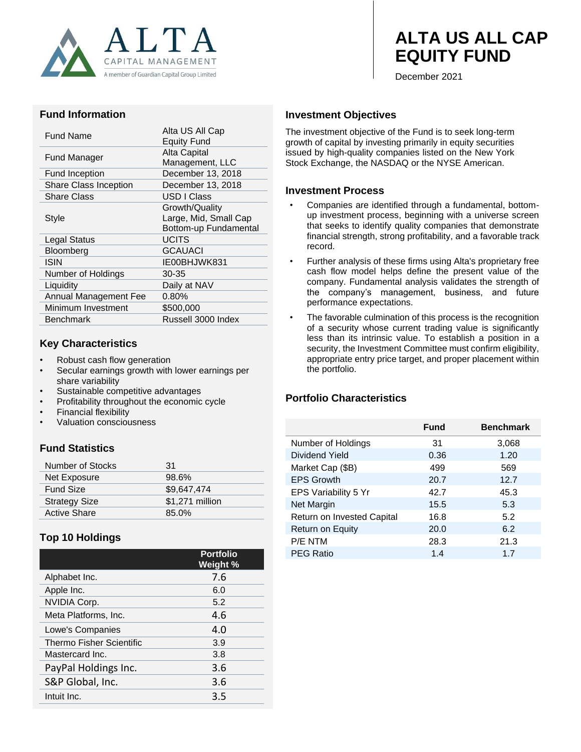ALTA CAPITAL MANAGEMENT
A member of Guardian Capital Group Limited

# ALTA US ALL CAP EQUITY FUND

December 2021

## Fund Information

| | |
|---|---|
| Fund Name | Alta US All Cap Equity Fund |
| Fund Manager | Alta Capital Management, LLC |
| Fund Inception | December 13, 2018 |
| Share Class Inception | December 13, 2018 |
| Share Class | USD I Class |
| Style | Growth/Quality Large, Mid, Small Cap Bottom-up Fundamental |
| Legal Status | UCITS |
| Bloomberg | GCAUACI |
| ISIN | IE00BHJWK831 |
| Number of Holdings | 30-35 |
| Liquidity | Daily at NAV |
| Annual Management Fee | 0.80% |
| Minimum Investment | $500,000 |
| Benchmark | Russell 3000 Index |

## Key Characteristics

- Robust cash flow generation
- Secular earnings growth with lower earnings per share variability
- Sustainable competitive advantages
- Profitability throughout the economic cycle
- Financial flexibility
- Valuation consciousness

## Fund Statistics

| | |
|---|---|
| Number of Stocks | 31 |
| Net Exposure | 98.6% |
| Fund Size | $9,647,474 |
| Strategy Size | $1,271 million |
| Active Share | 85.0% |

## Top 10 Holdings

| | Portfolio Weight % |
|---|---|
| Alphabet Inc. | 7.6 |
| Apple Inc. | 6.0 |
| NVIDIA Corp. | 5.2 |
| Meta Platforms, Inc. | 4.6 |
| Lowe's Companies | 4.0 |
| Thermo Fisher Scientific | 3.9 |
| Mastercard Inc. | 3.8 |
| PayPal Holdings Inc. | 3.6 |
| S&P Global, Inc. | 3.6 |
| Intuit Inc. | 3.5 |

## Investment Objectives

The investment objective of the Fund is to seek long-term growth of capital by investing primarily in equity securities issued by high-quality companies listed on the New York Stock Exchange, the NASDAQ or the NYSE American.

## Investment Process

- Companies are identified through a fundamental, bottom-up investment process, beginning with a universe screen that seeks to identify quality companies that demonstrate financial strength, strong profitability, and a favorable track record.
- Further analysis of these firms using Alta's proprietary free cash flow model helps define the present value of the company. Fundamental analysis validates the strength of the company's management, business, and future performance expectations.
- The favorable culmination of this process is the recognition of a security whose current trading value is significantly less than its intrinsic value. To establish a position in a security, the Investment Committee must confirm eligibility, appropriate entry price target, and proper placement within the portfolio.

## Portfolio Characteristics

| | Fund | Benchmark |
|---|---|---|
| Number of Holdings | 31 | 3,068 |
| Dividend Yield | 0.36 | 1.20 |
| Market Cap ($B) | 499 | 569 |
| EPS Growth | 20.7 | 12.7 |
| EPS Variability 5 Yr | 42.7 | 45.3 |
| Net Margin | 15.5 | 5.3 |
| Return on Invested Capital | 16.8 | 5.2 |
| Return on Equity | 20.0 | 6.2 |
| P/E NTM | 28.3 | 21.3 |
| PEG Ratio | 1.4 | 1.7 |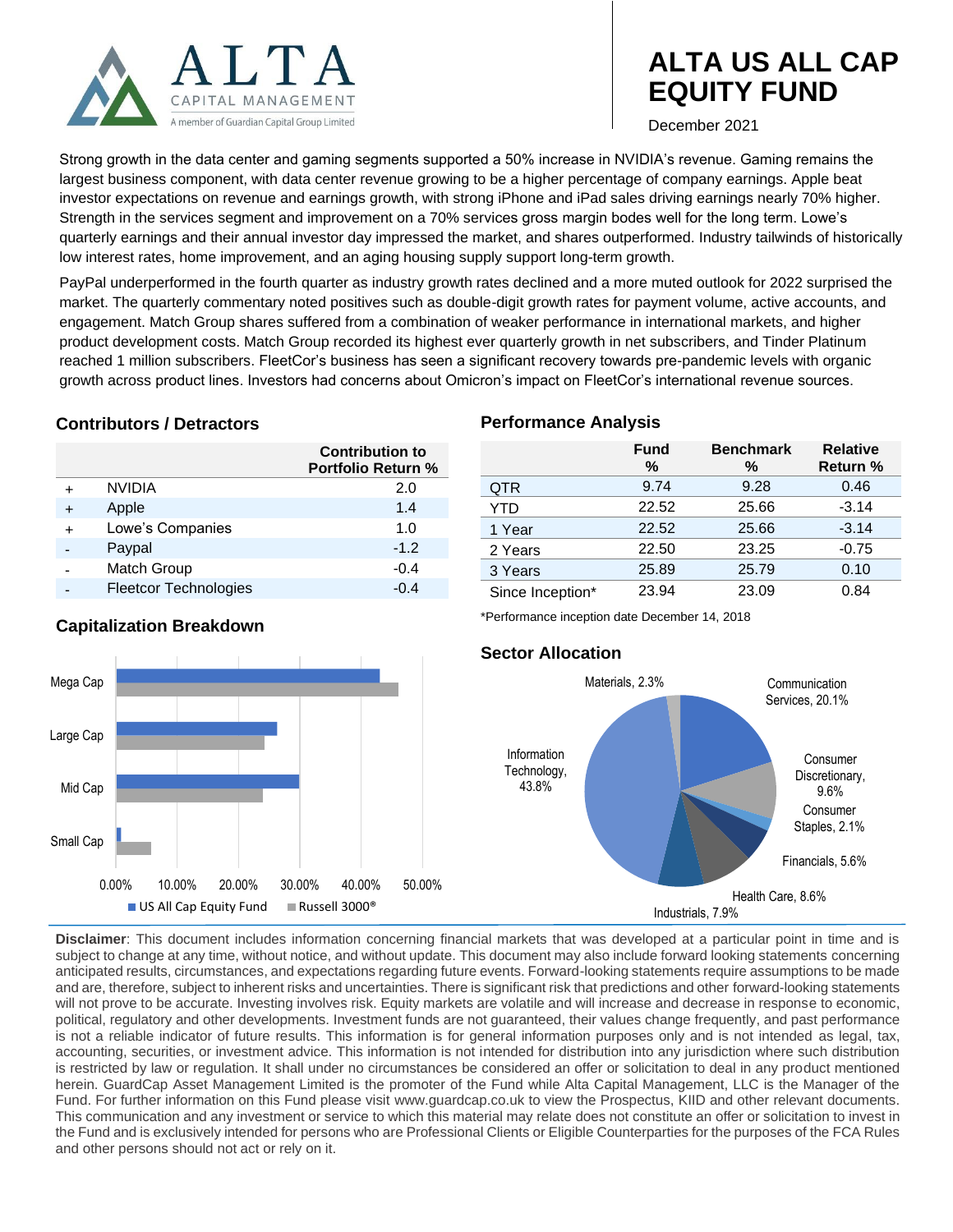# ALTA US ALL CAP EQUITY FUND

December 2021

Strong growth in the data center and gaming segments supported a 50% increase in NVIDIA's revenue. Gaming remains the largest business component, with data center revenue growing to be a higher percentage of company earnings. Apple beat investor expectations on revenue and earnings growth, with strong iPhone and iPad sales driving earnings nearly 70% higher. Strength in the services segment and improvement on a 70% services gross margin bodes well for the long term. Lowe's quarterly earnings and their annual investor day impressed the market, and shares outperformed. Industry tailwinds of historically low interest rates, home improvement, and an aging housing supply support long-term growth.

PayPal underperformed in the fourth quarter as industry growth rates declined and a more muted outlook for 2022 surprised the market. The quarterly commentary noted positives such as double-digit growth rates for payment volume, active accounts, and engagement. Match Group shares suffered from a combination of weaker performance in international markets, and higher product development costs. Match Group recorded its highest ever quarterly growth in net subscribers, and Tinder Platinum reached 1 million subscribers. FleetCor's business has seen a significant recovery towards pre-pandemic levels with organic growth across product lines. Investors had concerns about Omicron's impact on FleetCor's international revenue sources.

## Contributors / Detractors

| | | Contribution to Portfolio Return % |
|---|---|---|
| + | NVIDIA | 2.0 |
| + | Apple | 1.4 |
| + | Lowe's Companies | 1.0 |
| - | Paypal | -1.2 |
| - | Match Group | -0.4 |
| - | Fleetcor Technologies | -0.4 |

## Performance Analysis

| | Fund % | Benchmark % | Relative Return % |
|---|---|---|---|
| QTR | 9.74 | 9.28 | 0.46 |
| YTD | 22.52 | 25.66 | -3.14 |
| 1 Year | 22.52 | 25.66 | -3.14 |
| 2 Years | 22.50 | 23.25 | -0.75 |
| 3 Years | 25.89 | 25.79 | 0.10 |
| Since Inception* | 23.94 | 23.09 | 0.84 |

*Performance inception date December 14, 2018

## Capitalization Breakdown

Mega Cap
Large Cap
Mid Cap
Small Cap
0.00% 10.00% 20.00% 30.00% 40.00% 50.00%
US All Cap Equity Fund
Russell 3000®

## Sector Allocation

Materials, 2.3%
Communication Services, 20.1%
Consumer Discretionary, 9.6%
Consumer Staples, 2.1%
Financials, 5.6%
Health Care, 8.6%
Industrials, 7.9%
Information Technology, 43.8%

**Disclaimer**: This document includes information concerning financial markets that was developed at a particular point in time and is subject to change at any time, without notice, and without update. This document may also include forward looking statements concerning anticipated results, circumstances, and expectations regarding future events. Forward-looking statements require assumptions to be made and are, therefore, subject to inherent risks and uncertainties. There is significant risk that predictions and other forward-looking statements will not prove to be accurate. Investing involves risk. Equity markets are volatile and will increase and decrease in response to economic, political, regulatory and other developments. Investment funds are not guaranteed, their values change frequently, and past performance is not a reliable indicator of future results. This information is for general information purposes only and is not intended as legal, tax, accounting, securities, or investment advice. This information is not intended for distribution into any jurisdiction where such distribution is restricted by law or regulation. It shall under no circumstances be considered an offer or solicitation to deal in any product mentioned herein. GuardCap Asset Management Limited is the promoter of the Fund while Alta Capital Management, LLC is the Manager of the Fund. For further information on this Fund please visit www.guardcap.co.uk to view the Prospectus, KIID and other relevant documents. This communication and any investment or service to which this material may relate does not constitute an offer or solicitation to invest in the Fund and is exclusively intended for persons who are Professional Clients or Eligible Counterparties for the purposes of the FCA Rules and other persons should not act or rely on it.